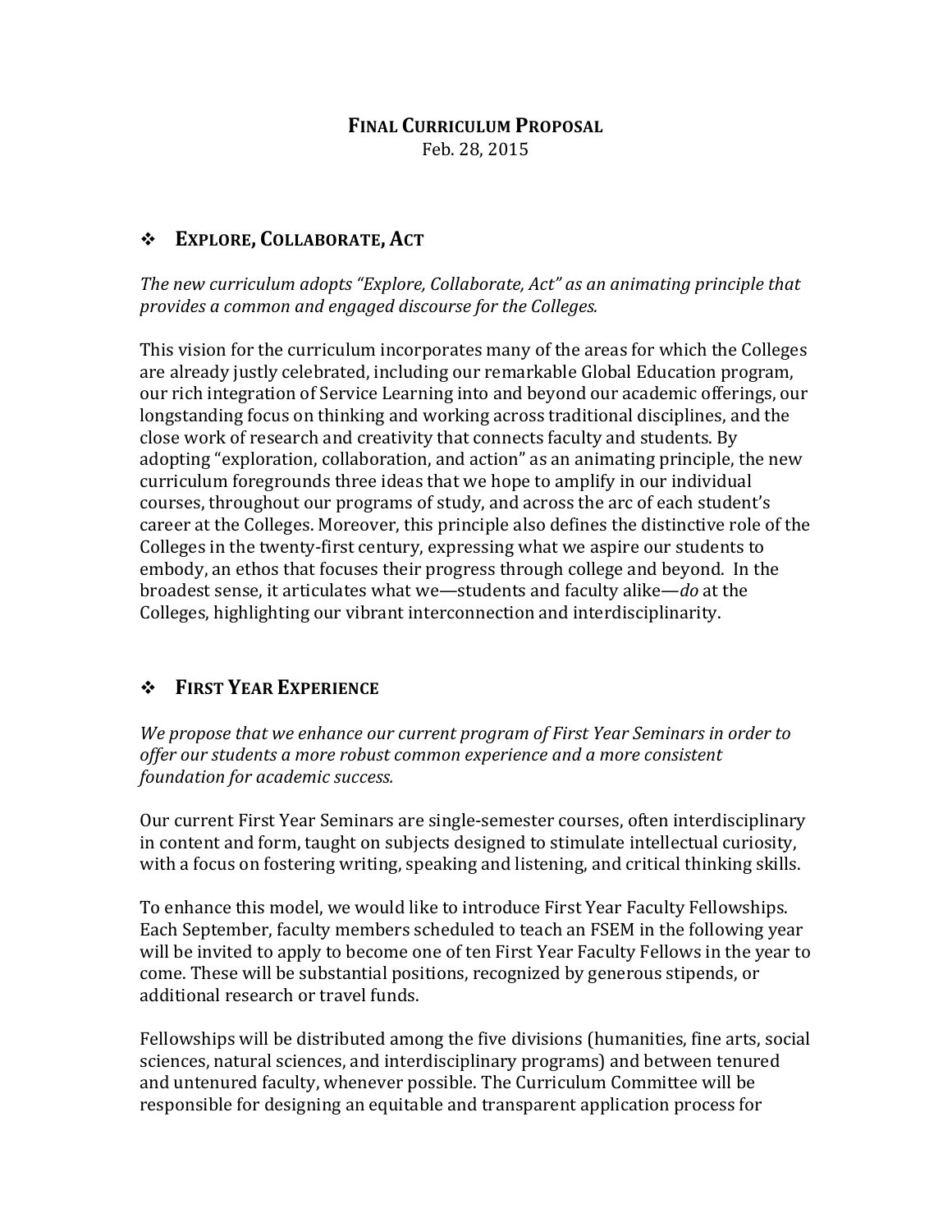# FINAL CURRICULUM PROPOSAL

Feb. 28, 2015

## ❖ EXPLORE, COLLABORATE, ACT

*The new curriculum adopts "Explore, Collaborate, Act" as an animating principle that provides a common and engaged discourse for the Colleges.*

This vision for the curriculum incorporates many of the areas for which the Colleges are already justly celebrated, including our remarkable Global Education program, our rich integration of Service Learning into and beyond our academic offerings, our longstanding focus on thinking and working across traditional disciplines, and the close work of research and creativity that connects faculty and students. By adopting "exploration, collaboration, and action" as an animating principle, the new curriculum foregrounds three ideas that we hope to amplify in our individual courses, throughout our programs of study, and across the arc of each student's career at the Colleges. Moreover, this principle also defines the distinctive role of the Colleges in the twenty-first century, expressing what we aspire our students to embody, an ethos that focuses their progress through college and beyond. In the broadest sense, it articulates what we—students and faculty alike—*do* at the Colleges, highlighting our vibrant interconnection and interdisciplinarity.

## ❖ FIRST YEAR EXPERIENCE

*We propose that we enhance our current program of First Year Seminars in order to offer our students a more robust common experience and a more consistent foundation for academic success.*

Our current First Year Seminars are single-semester courses, often interdisciplinary in content and form, taught on subjects designed to stimulate intellectual curiosity, with a focus on fostering writing, speaking and listening, and critical thinking skills.

To enhance this model, we would like to introduce First Year Faculty Fellowships. Each September, faculty members scheduled to teach an FSEM in the following year will be invited to apply to become one of ten First Year Faculty Fellows in the year to come. These will be substantial positions, recognized by generous stipends, or additional research or travel funds.

Fellowships will be distributed among the five divisions (humanities, fine arts, social sciences, natural sciences, and interdisciplinary programs) and between tenured and untenured faculty, whenever possible. The Curriculum Committee will be responsible for designing an equitable and transparent application process for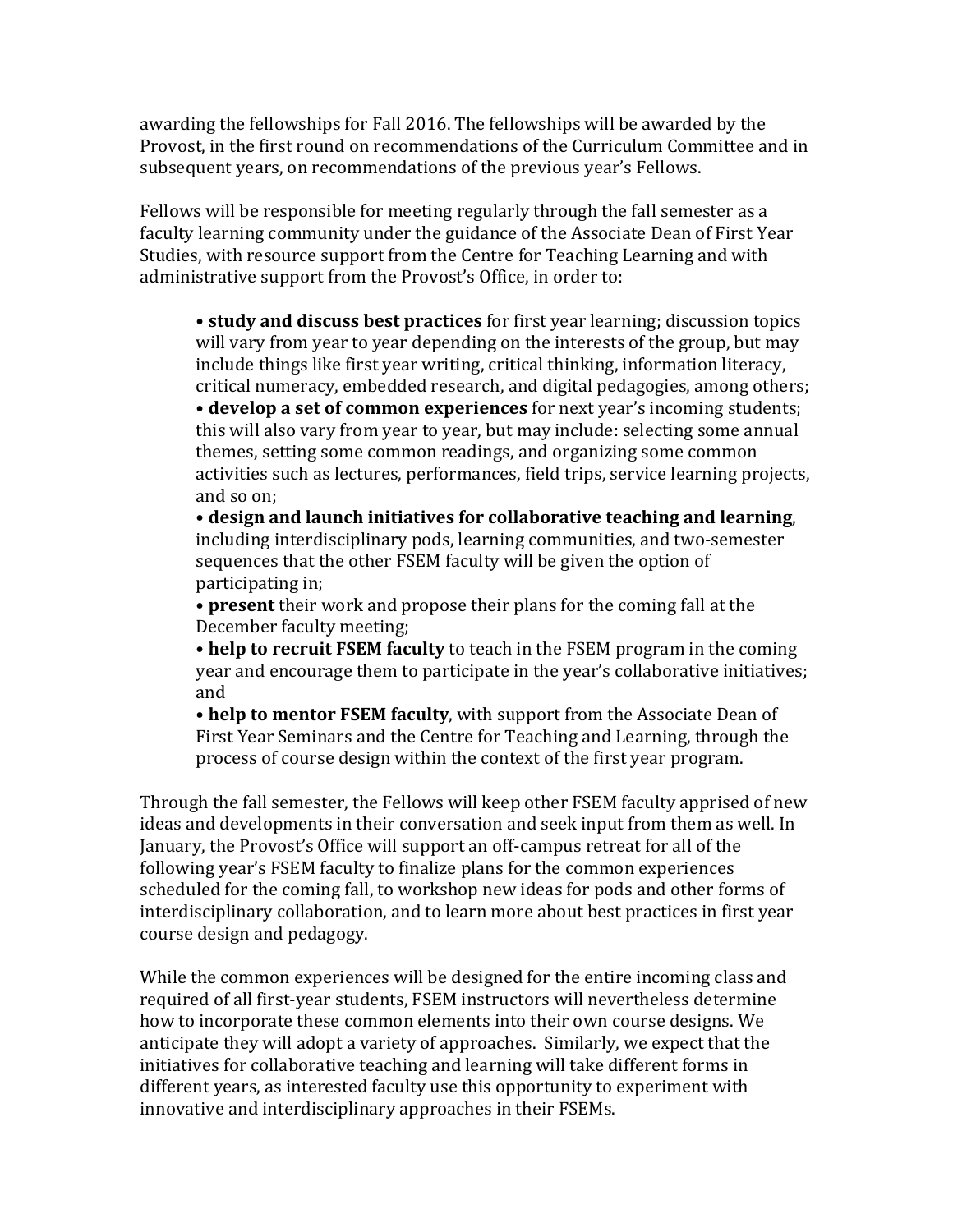awarding the fellowships for Fall 2016. The fellowships will be awarded by the Provost, in the first round on recommendations of the Curriculum Committee and in subsequent years, on recommendations of the previous year's Fellows.

Fellows will be responsible for meeting regularly through the fall semester as a faculty learning community under the guidance of the Associate Dean of First Year Studies, with resource support from the Centre for Teaching Learning and with administrative support from the Provost's Office, in order to:

- **study and discuss best practices** for first year learning; discussion topics will vary from year to year depending on the interests of the group, but may include things like first year writing, critical thinking, information literacy, critical numeracy, embedded research, and digital pedagogies, among others;
- **develop a set of common experiences** for next year's incoming students; this will also vary from year to year, but may include: selecting some annual themes, setting some common readings, and organizing some common activities such as lectures, performances, field trips, service learning projects, and so on;
- **design and launch initiatives for collaborative teaching and learning**, including interdisciplinary pods, learning communities, and two-semester sequences that the other FSEM faculty will be given the option of participating in;
- **present** their work and propose their plans for the coming fall at the December faculty meeting;
- **help to recruit FSEM faculty** to teach in the FSEM program in the coming year and encourage them to participate in the year's collaborative initiatives; and
- **help to mentor FSEM faculty**, with support from the Associate Dean of First Year Seminars and the Centre for Teaching and Learning, through the process of course design within the context of the first year program.

Through the fall semester, the Fellows will keep other FSEM faculty apprised of new ideas and developments in their conversation and seek input from them as well. In January, the Provost's Office will support an off-campus retreat for all of the following year's FSEM faculty to finalize plans for the common experiences scheduled for the coming fall, to workshop new ideas for pods and other forms of interdisciplinary collaboration, and to learn more about best practices in first year course design and pedagogy.

While the common experiences will be designed for the entire incoming class and required of all first-year students, FSEM instructors will nevertheless determine how to incorporate these common elements into their own course designs. We anticipate they will adopt a variety of approaches. Similarly, we expect that the initiatives for collaborative teaching and learning will take different forms in different years, as interested faculty use this opportunity to experiment with innovative and interdisciplinary approaches in their FSEMs.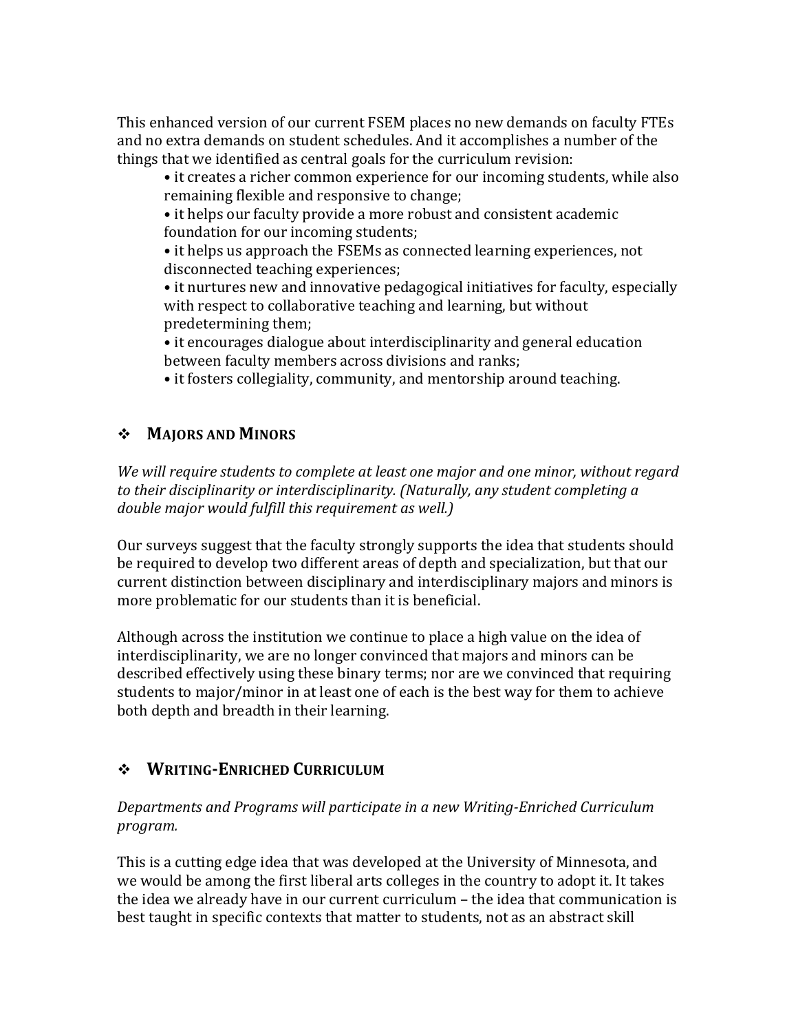This enhanced version of our current FSEM places no new demands on faculty FTEs and no extra demands on student schedules. And it accomplishes a number of the things that we identified as central goals for the curriculum revision:

- it creates a richer common experience for our incoming students, while also remaining flexible and responsive to change;
- it helps our faculty provide a more robust and consistent academic foundation for our incoming students;
- it helps us approach the FSEMs as connected learning experiences, not disconnected teaching experiences;
- it nurtures new and innovative pedagogical initiatives for faculty, especially with respect to collaborative teaching and learning, but without predetermining them;
- it encourages dialogue about interdisciplinarity and general education between faculty members across divisions and ranks;
- it fosters collegiality, community, and mentorship around teaching.

## ❖ Majors and Minors

*We will require students to complete at least one major and one minor, without regard to their disciplinarity or interdisciplinarity. (Naturally, any student completing a double major would fulfill this requirement as well.)*

Our surveys suggest that the faculty strongly supports the idea that students should be required to develop two different areas of depth and specialization, but that our current distinction between disciplinary and interdisciplinary majors and minors is more problematic for our students than it is beneficial.

Although across the institution we continue to place a high value on the idea of interdisciplinarity, we are no longer convinced that majors and minors can be described effectively using these binary terms; nor are we convinced that requiring students to major/minor in at least one of each is the best way for them to achieve both depth and breadth in their learning.

## ❖ Writing-Enriched Curriculum

*Departments and Programs will participate in a new Writing-Enriched Curriculum program.*

This is a cutting edge idea that was developed at the University of Minnesota, and we would be among the first liberal arts colleges in the country to adopt it. It takes the idea we already have in our current curriculum – the idea that communication is best taught in specific contexts that matter to students, not as an abstract skill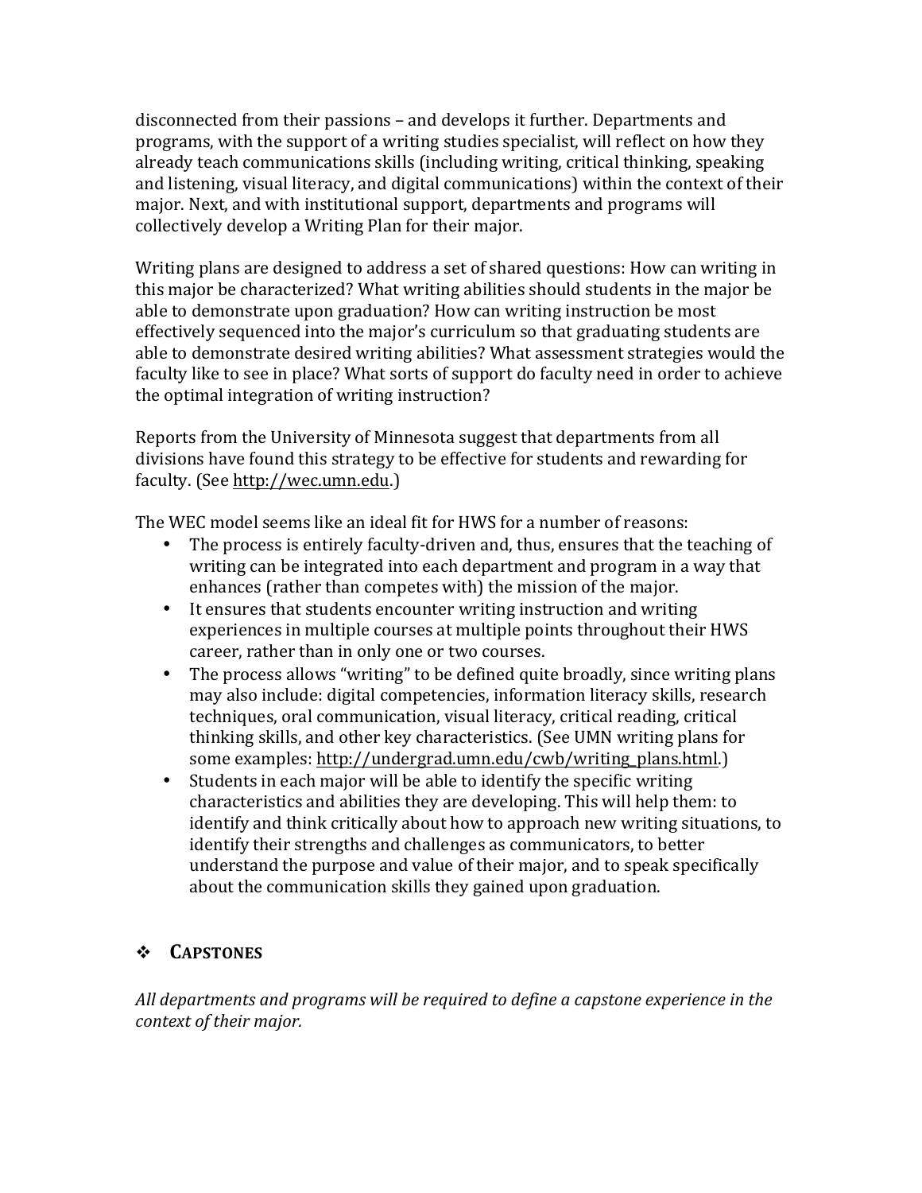disconnected from their passions – and develops it further. Departments and programs, with the support of a writing studies specialist, will reflect on how they already teach communications skills (including writing, critical thinking, speaking and listening, visual literacy, and digital communications) within the context of their major. Next, and with institutional support, departments and programs will collectively develop a Writing Plan for their major.

Writing plans are designed to address a set of shared questions: How can writing in this major be characterized? What writing abilities should students in the major be able to demonstrate upon graduation? How can writing instruction be most effectively sequenced into the major's curriculum so that graduating students are able to demonstrate desired writing abilities? What assessment strategies would the faculty like to see in place? What sorts of support do faculty need in order to achieve the optimal integration of writing instruction?

Reports from the University of Minnesota suggest that departments from all divisions have found this strategy to be effective for students and rewarding for faculty. (See http://wec.umn.edu.)

The WEC model seems like an ideal fit for HWS for a number of reasons:

- The process is entirely faculty-driven and, thus, ensures that the teaching of writing can be integrated into each department and program in a way that enhances (rather than competes with) the mission of the major.
- It ensures that students encounter writing instruction and writing experiences in multiple courses at multiple points throughout their HWS career, rather than in only one or two courses.
- The process allows "writing" to be defined quite broadly, since writing plans may also include: digital competencies, information literacy skills, research techniques, oral communication, visual literacy, critical reading, critical thinking skills, and other key characteristics. (See UMN writing plans for some examples: http://undergrad.umn.edu/cwb/writing_plans.html.)
- Students in each major will be able to identify the specific writing characteristics and abilities they are developing. This will help them: to identify and think critically about how to approach new writing situations, to identify their strengths and challenges as communicators, to better understand the purpose and value of their major, and to speak specifically about the communication skills they gained upon graduation.

## ❖ CAPSTONES

*All departments and programs will be required to define a capstone experience in the context of their major.*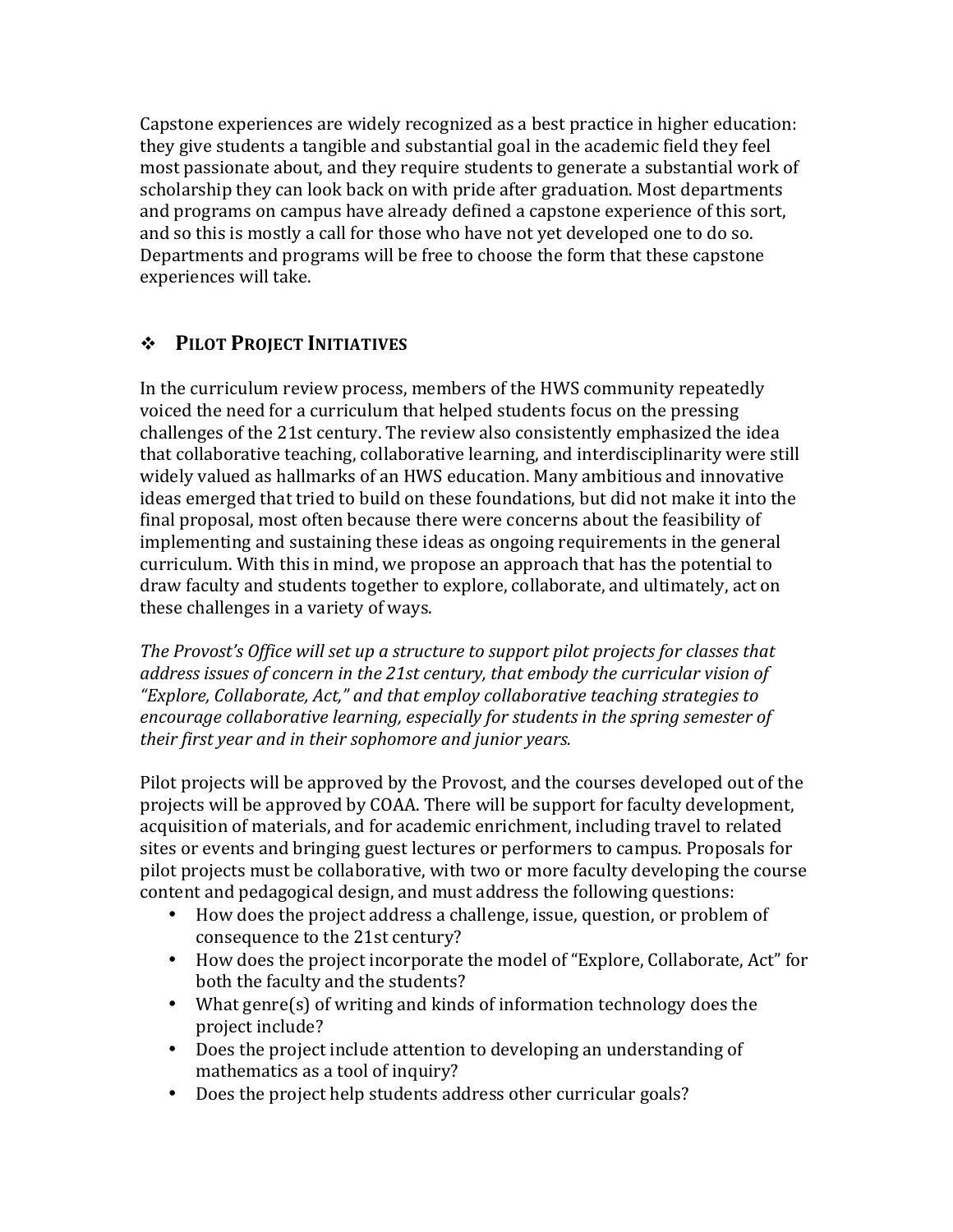Capstone experiences are widely recognized as a best practice in higher education: they give students a tangible and substantial goal in the academic field they feel most passionate about, and they require students to generate a substantial work of scholarship they can look back on with pride after graduation. Most departments and programs on campus have already defined a capstone experience of this sort, and so this is mostly a call for those who have not yet developed one to do so. Departments and programs will be free to choose the form that these capstone experiences will take.

## ❖ **Pilot Project Initiatives**

In the curriculum review process, members of the HWS community repeatedly voiced the need for a curriculum that helped students focus on the pressing challenges of the 21st century. The review also consistently emphasized the idea that collaborative teaching, collaborative learning, and interdisciplinarity were still widely valued as hallmarks of an HWS education. Many ambitious and innovative ideas emerged that tried to build on these foundations, but did not make it into the final proposal, most often because there were concerns about the feasibility of implementing and sustaining these ideas as ongoing requirements in the general curriculum. With this in mind, we propose an approach that has the potential to draw faculty and students together to explore, collaborate, and ultimately, act on these challenges in a variety of ways.

*The Provost's Office will set up a structure to support pilot projects for classes that address issues of concern in the 21st century, that embody the curricular vision of "Explore, Collaborate, Act," and that employ collaborative teaching strategies to encourage collaborative learning, especially for students in the spring semester of their first year and in their sophomore and junior years.*

Pilot projects will be approved by the Provost, and the courses developed out of the projects will be approved by COAA. There will be support for faculty development, acquisition of materials, and for academic enrichment, including travel to related sites or events and bringing guest lectures or performers to campus. Proposals for pilot projects must be collaborative, with two or more faculty developing the course content and pedagogical design, and must address the following questions:

- How does the project address a challenge, issue, question, or problem of consequence to the 21st century?
- How does the project incorporate the model of "Explore, Collaborate, Act" for both the faculty and the students?
- What genre(s) of writing and kinds of information technology does the project include?
- Does the project include attention to developing an understanding of mathematics as a tool of inquiry?
- Does the project help students address other curricular goals?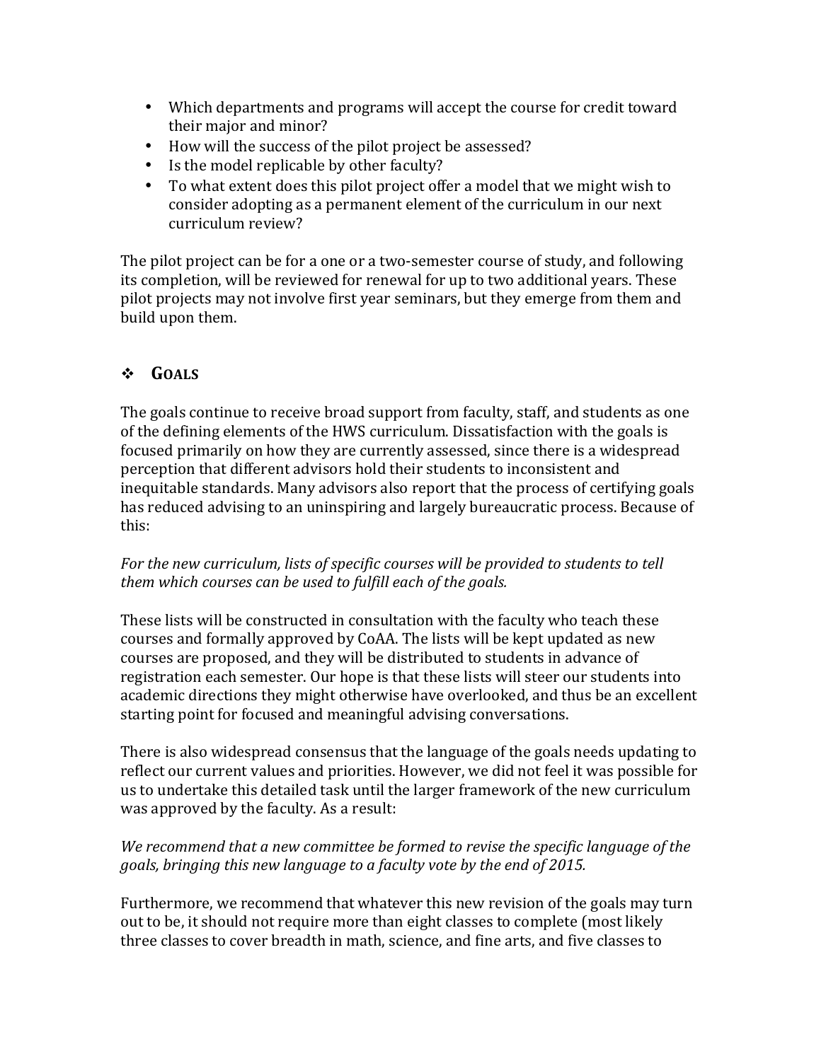- Which departments and programs will accept the course for credit toward their major and minor?
- How will the success of the pilot project be assessed?
- Is the model replicable by other faculty?
- To what extent does this pilot project offer a model that we might wish to consider adopting as a permanent element of the curriculum in our next curriculum review?

The pilot project can be for a one or a two-semester course of study, and following its completion, will be reviewed for renewal for up to two additional years. These pilot projects may not involve first year seminars, but they emerge from them and build upon them.

## ❖ GOALS

The goals continue to receive broad support from faculty, staff, and students as one of the defining elements of the HWS curriculum. Dissatisfaction with the goals is focused primarily on how they are currently assessed, since there is a widespread perception that different advisors hold their students to inconsistent and inequitable standards. Many advisors also report that the process of certifying goals has reduced advising to an uninspiring and largely bureaucratic process. Because of this:

*For the new curriculum, lists of specific courses will be provided to students to tell them which courses can be used to fulfill each of the goals.*

These lists will be constructed in consultation with the faculty who teach these courses and formally approved by CoAA. The lists will be kept updated as new courses are proposed, and they will be distributed to students in advance of registration each semester. Our hope is that these lists will steer our students into academic directions they might otherwise have overlooked, and thus be an excellent starting point for focused and meaningful advising conversations.

There is also widespread consensus that the language of the goals needs updating to reflect our current values and priorities. However, we did not feel it was possible for us to undertake this detailed task until the larger framework of the new curriculum was approved by the faculty. As a result:

*We recommend that a new committee be formed to revise the specific language of the goals, bringing this new language to a faculty vote by the end of 2015.*

Furthermore, we recommend that whatever this new revision of the goals may turn out to be, it should not require more than eight classes to complete (most likely three classes to cover breadth in math, science, and fine arts, and five classes to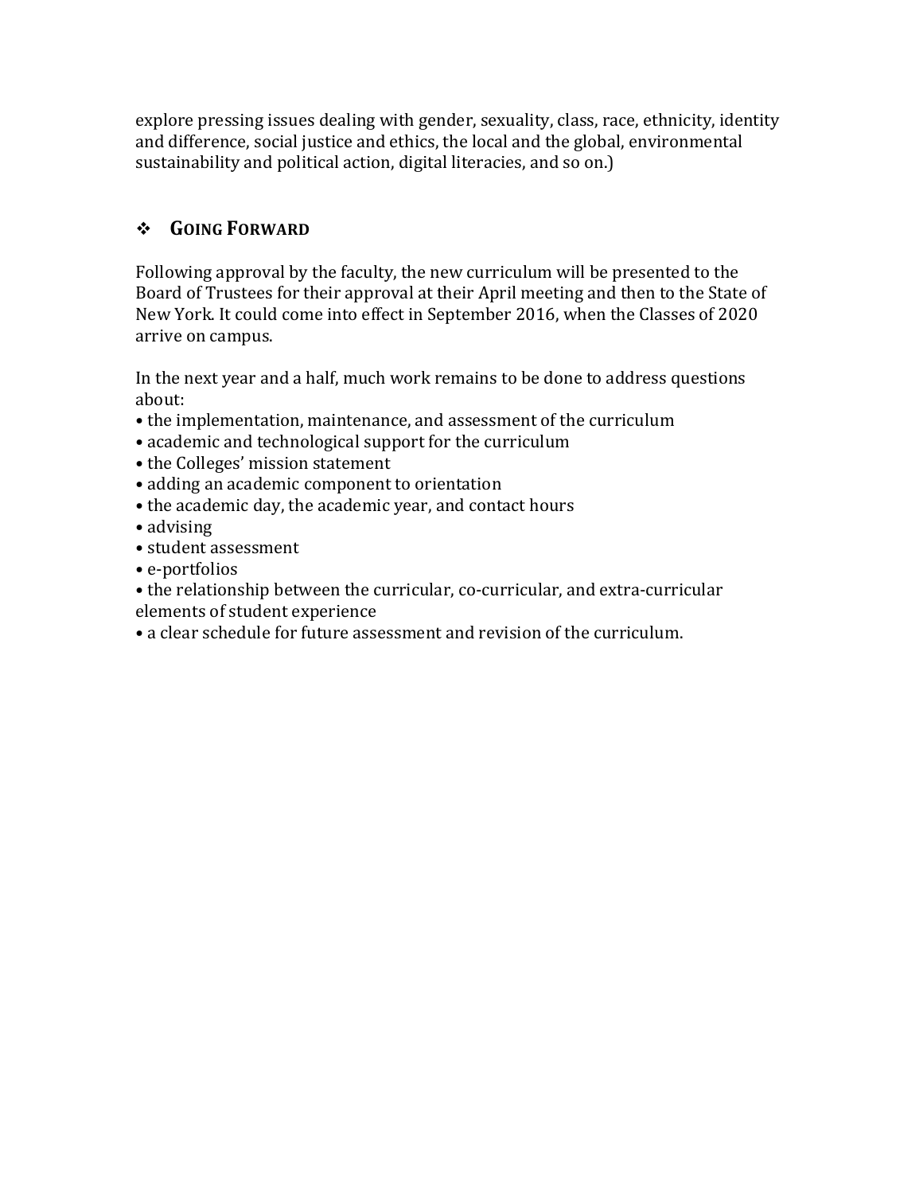explore pressing issues dealing with gender, sexuality, class, race, ethnicity, identity and difference, social justice and ethics, the local and the global, environmental sustainability and political action, digital literacies, and so on.)

## ❖ GOING FORWARD

Following approval by the faculty, the new curriculum will be presented to the Board of Trustees for their approval at their April meeting and then to the State of New York. It could come into effect in September 2016, when the Classes of 2020 arrive on campus.

In the next year and a half, much work remains to be done to address questions about:

- the implementation, maintenance, and assessment of the curriculum
- academic and technological support for the curriculum
- the Colleges' mission statement
- adding an academic component to orientation
- the academic day, the academic year, and contact hours
- advising
- student assessment
- e-portfolios
- the relationship between the curricular, co-curricular, and extra-curricular elements of student experience
- a clear schedule for future assessment and revision of the curriculum.